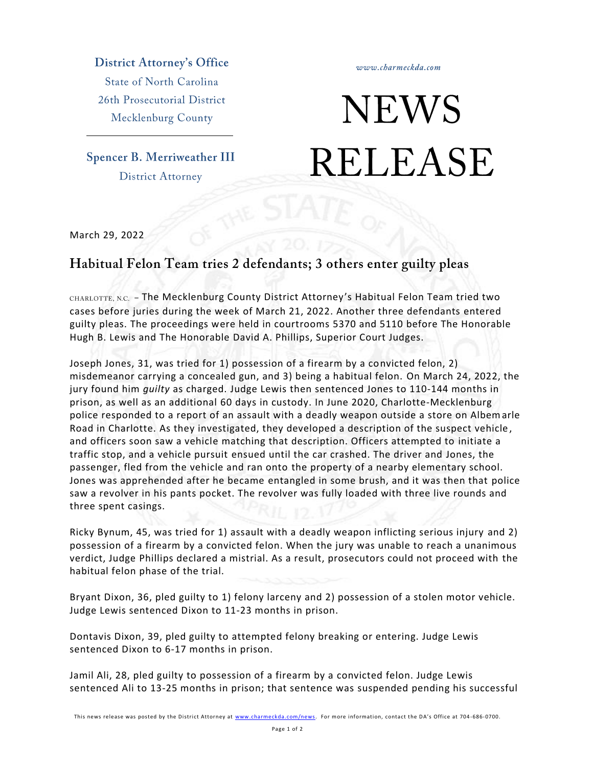**District Attorney's Office**

State of North Carolina
26th Prosecutorial District
Mecklenburg County

**Spencer B. Merriweather III**
District Attorney

*www.charmeckda.com*

# NEWS RELEASE

March 29, 2022

## Habitual Felon Team tries 2 defendants; 3 others enter guilty pleas

CHARLOTTE, N.C. – The Mecklenburg County District Attorney's Habitual Felon Team tried two cases before juries during the week of March 21, 2022. Another three defendants entered guilty pleas. The proceedings were held in courtrooms 5370 and 5110 before The Honorable Hugh B. Lewis and The Honorable David A. Phillips, Superior Court Judges.

Joseph Jones, 31, was tried for 1) possession of a firearm by a convicted felon, 2) misdemeanor carrying a concealed gun, and 3) being a habitual felon. On March 24, 2022, the jury found him *guilty* as charged. Judge Lewis then sentenced Jones to 110-144 months in prison, as well as an additional 60 days in custody. In June 2020, Charlotte-Mecklenburg police responded to a report of an assault with a deadly weapon outside a store on Albemarle Road in Charlotte. As they investigated, they developed a description of the suspect vehicle, and officers soon saw a vehicle matching that description. Officers attempted to initiate a traffic stop, and a vehicle pursuit ensued until the car crashed. The driver and Jones, the passenger, fled from the vehicle and ran onto the property of a nearby elementary school. Jones was apprehended after he became entangled in some brush, and it was then that police saw a revolver in his pants pocket. The revolver was fully loaded with three live rounds and three spent casings.

Ricky Bynum, 45, was tried for 1) assault with a deadly weapon inflicting serious injury and 2) possession of a firearm by a convicted felon. When the jury was unable to reach a unanimous verdict, Judge Phillips declared a mistrial. As a result, prosecutors could not proceed with the habitual felon phase of the trial.

Bryant Dixon, 36, pled guilty to 1) felony larceny and 2) possession of a stolen motor vehicle. Judge Lewis sentenced Dixon to 11-23 months in prison.

Dontavis Dixon, 39, pled guilty to attempted felony breaking or entering. Judge Lewis sentenced Dixon to 6-17 months in prison.

Jamil Ali, 28, pled guilty to possession of a firearm by a convicted felon. Judge Lewis sentenced Ali to 13-25 months in prison; that sentence was suspended pending his successful

This news release was posted by the District Attorney at www.charmeckda.com/news. For more information, contact the DA's Office at 704-686-0700.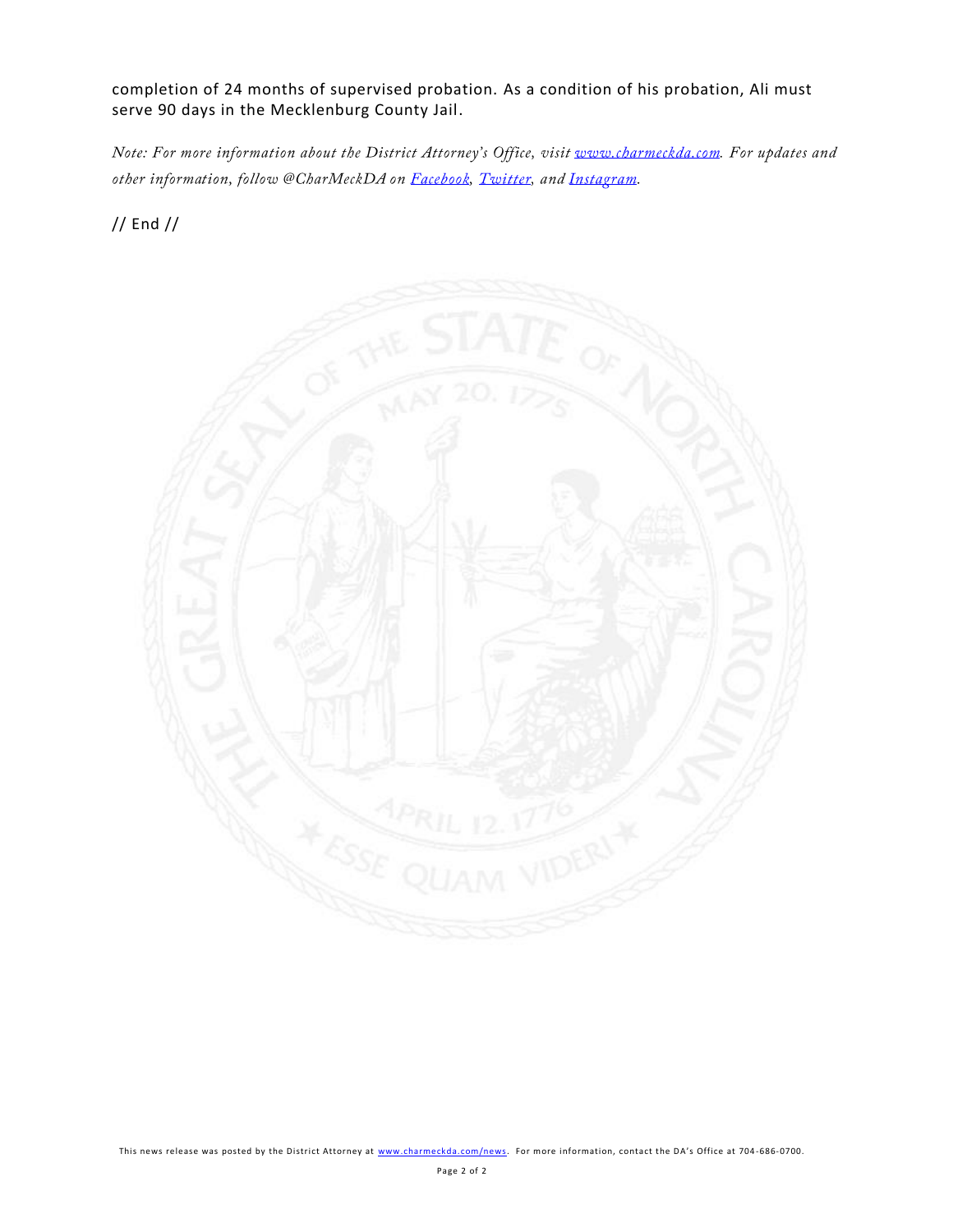completion of 24 months of supervised probation. As a condition of his probation, Ali must serve 90 days in the Mecklenburg County Jail.

*Note: For more information about the District Attorney's Office, visit [www.charmeckda.com](www.charmeckda.com). For updates and other information, follow @CharMeckDA on [Facebook](), [Twitter](), and [Instagram]().*

// End //

This news release was posted by the District Attorney at www.charmeckda.com/news. For more information, contact the DA's Office at 704-686-0700.